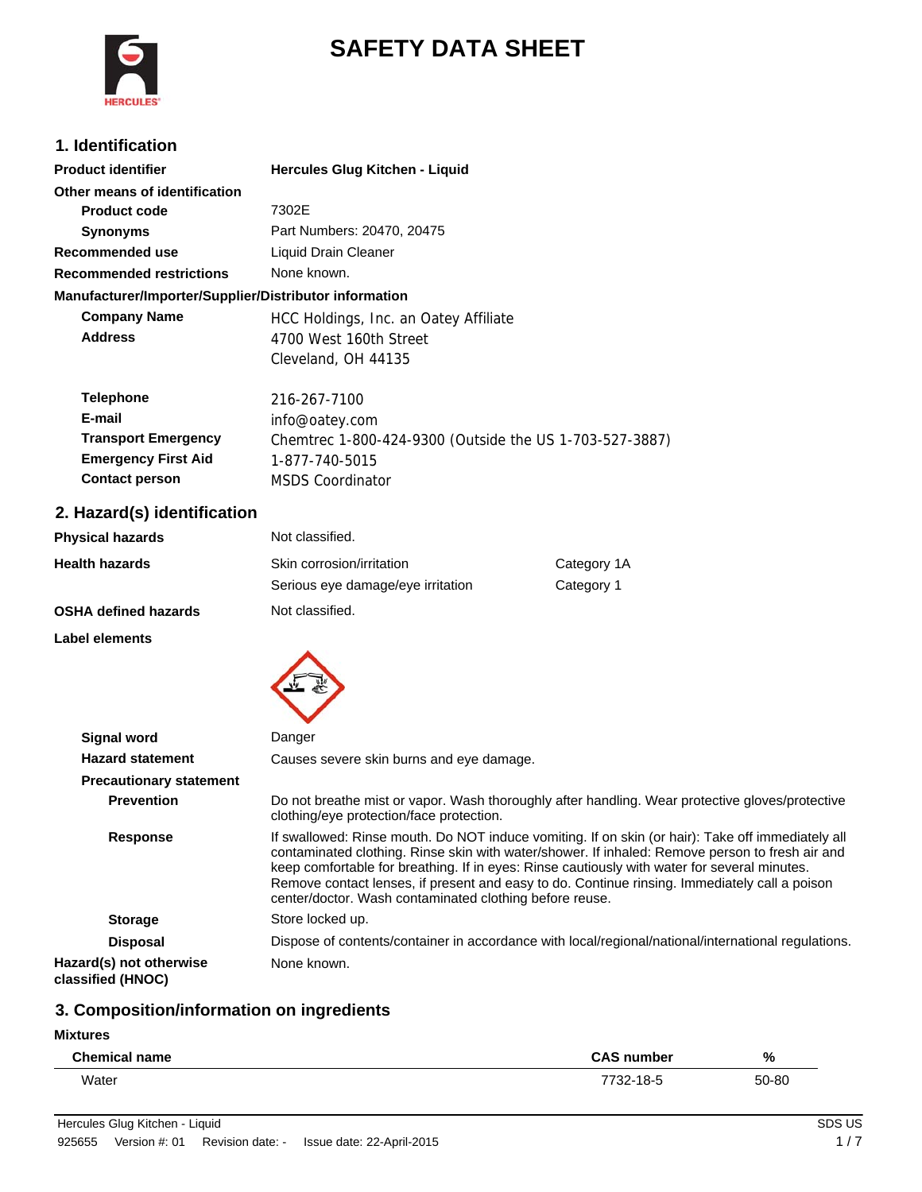# SAFETY DATA SHEET

## 1. Identification

**Product identifier** **Hercules Glug Kitchen - Liquid**

**Other means of identification**

**Product code** 7302E

**Synonyms** Part Numbers: 20470, 20475

**Recommended use** Liquid Drain Cleaner

**Recommended restrictions** None known.

**Manufacturer/Importer/Supplier/Distributor information**

**Company Name** HCC Holdings, Inc. an Oatey Affiliate

**Address** 4700 West 160th Street
Cleveland, OH 44135

**Telephone** 216-267-7100

**E-mail** info@oatey.com

**Transport Emergency** Chemtrec 1-800-424-9300 (Outside the US 1-703-527-3887)

**Emergency First Aid** 1-877-740-5015

**Contact person** MSDS Coordinator

## 2. Hazard(s) identification

**Physical hazards** Not classified.

**Health hazards**

| | |
|---|---|
| Skin corrosion/irritation | Category 1A |
| Serious eye damage/eye irritation | Category 1 |

**OSHA defined hazards** Not classified.

**Label elements**

**Signal word** Danger

**Hazard statement** Causes severe skin burns and eye damage.

**Precautionary statement**

**Prevention** Do not breathe mist or vapor. Wash thoroughly after handling. Wear protective gloves/protective clothing/eye protection/face protection.

**Response** If swallowed: Rinse mouth. Do NOT induce vomiting. If on skin (or hair): Take off immediately all contaminated clothing. Rinse skin with water/shower. If inhaled: Remove person to fresh air and keep comfortable for breathing. If in eyes: Rinse cautiously with water for several minutes. Remove contact lenses, if present and easy to do. Continue rinsing. Immediately call a poison center/doctor. Wash contaminated clothing before reuse.

**Storage** Store locked up.

**Disposal** Dispose of contents/container in accordance with local/regional/national/international regulations.

**Hazard(s) not otherwise classified (HNOC)** None known.

## 3. Composition/information on ingredients

**Mixtures**

| Chemical name | CAS number | % |
|---|---|---|
| Water | 7732-18-5 | 50-80 |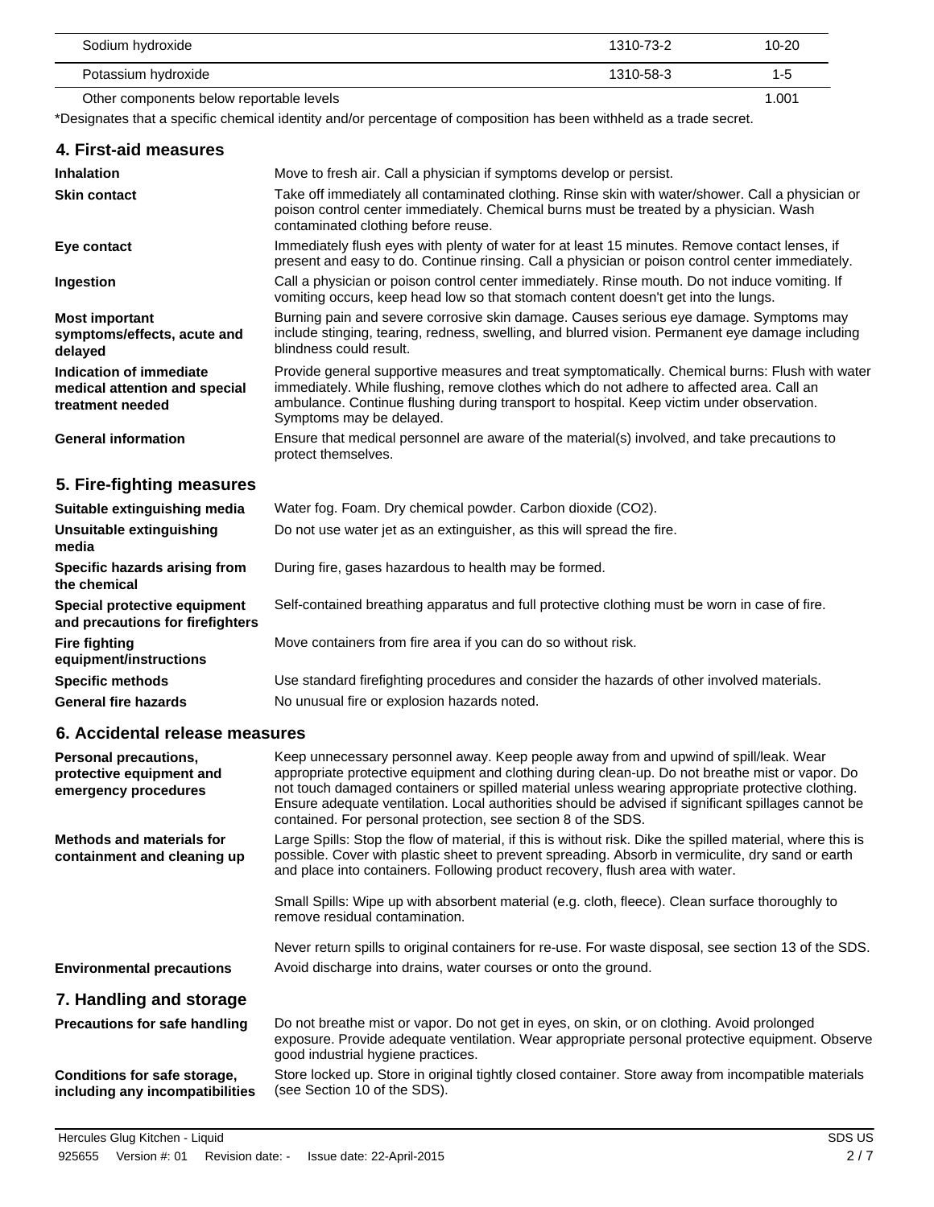| | | |
|---|---|---|
| Sodium hydroxide | 1310-73-2 | 10-20 |
| Potassium hydroxide | 1310-58-3 | 1-5 |
| Other components below reportable levels | | 1.001 |

*Designates that a specific chemical identity and/or percentage of composition has been withheld as a trade secret.

## 4. First-aid measures

**Inhalation**
Move to fresh air. Call a physician if symptoms develop or persist.

**Skin contact**
Take off immediately all contaminated clothing. Rinse skin with water/shower. Call a physician or poison control center immediately. Chemical burns must be treated by a physician. Wash contaminated clothing before reuse.

**Eye contact**
Immediately flush eyes with plenty of water for at least 15 minutes. Remove contact lenses, if present and easy to do. Continue rinsing. Call a physician or poison control center immediately.

**Ingestion**
Call a physician or poison control center immediately. Rinse mouth. Do not induce vomiting. If vomiting occurs, keep head low so that stomach content doesn't get into the lungs.

**Most important symptoms/effects, acute and delayed**
Burning pain and severe corrosive skin damage. Causes serious eye damage. Symptoms may include stinging, tearing, redness, swelling, and blurred vision. Permanent eye damage including blindness could result.

**Indication of immediate medical attention and special treatment needed**
Provide general supportive measures and treat symptomatically. Chemical burns: Flush with water immediately. While flushing, remove clothes which do not adhere to affected area. Call an ambulance. Continue flushing during transport to hospital. Keep victim under observation. Symptoms may be delayed.

**General information**
Ensure that medical personnel are aware of the material(s) involved, and take precautions to protect themselves.

## 5. Fire-fighting measures

**Suitable extinguishing media**
Water fog. Foam. Dry chemical powder. Carbon dioxide ($CO_2$).

**Unsuitable extinguishing media**
Do not use water jet as an extinguisher, as this will spread the fire.

**Specific hazards arising from the chemical**
During fire, gases hazardous to health may be formed.

**Special protective equipment and precautions for firefighters**
Self-contained breathing apparatus and full protective clothing must be worn in case of fire.

**Fire fighting equipment/instructions**
Move containers from fire area if you can do so without risk.

**Specific methods**
Use standard firefighting procedures and consider the hazards of other involved materials.

**General fire hazards**
No unusual fire or explosion hazards noted.

## 6. Accidental release measures

**Personal precautions, protective equipment and emergency procedures**
Keep unnecessary personnel away. Keep people away from and upwind of spill/leak. Wear appropriate protective equipment and clothing during clean-up. Do not breathe mist or vapor. Do not touch damaged containers or spilled material unless wearing appropriate protective clothing. Ensure adequate ventilation. Local authorities should be advised if significant spillages cannot be contained. For personal protection, see section 8 of the SDS.

**Methods and materials for containment and cleaning up**
Large Spills: Stop the flow of material, if this is without risk. Dike the spilled material, where this is possible. Cover with plastic sheet to prevent spreading. Absorb in vermiculite, dry sand or earth and place into containers. Following product recovery, flush area with water.

Small Spills: Wipe up with absorbent material (e.g. cloth, fleece). Clean surface thoroughly to remove residual contamination.

Never return spills to original containers for re-use. For waste disposal, see section 13 of the SDS.

**Environmental precautions**
Avoid discharge into drains, water courses or onto the ground.

## 7. Handling and storage

**Precautions for safe handling**
Do not breathe mist or vapor. Do not get in eyes, on skin, or on clothing. Avoid prolonged exposure. Provide adequate ventilation. Wear appropriate personal protective equipment. Observe good industrial hygiene practices.

**Conditions for safe storage, including any incompatibilities**
Store locked up. Store in original tightly closed container. Store away from incompatible materials (see Section 10 of the SDS).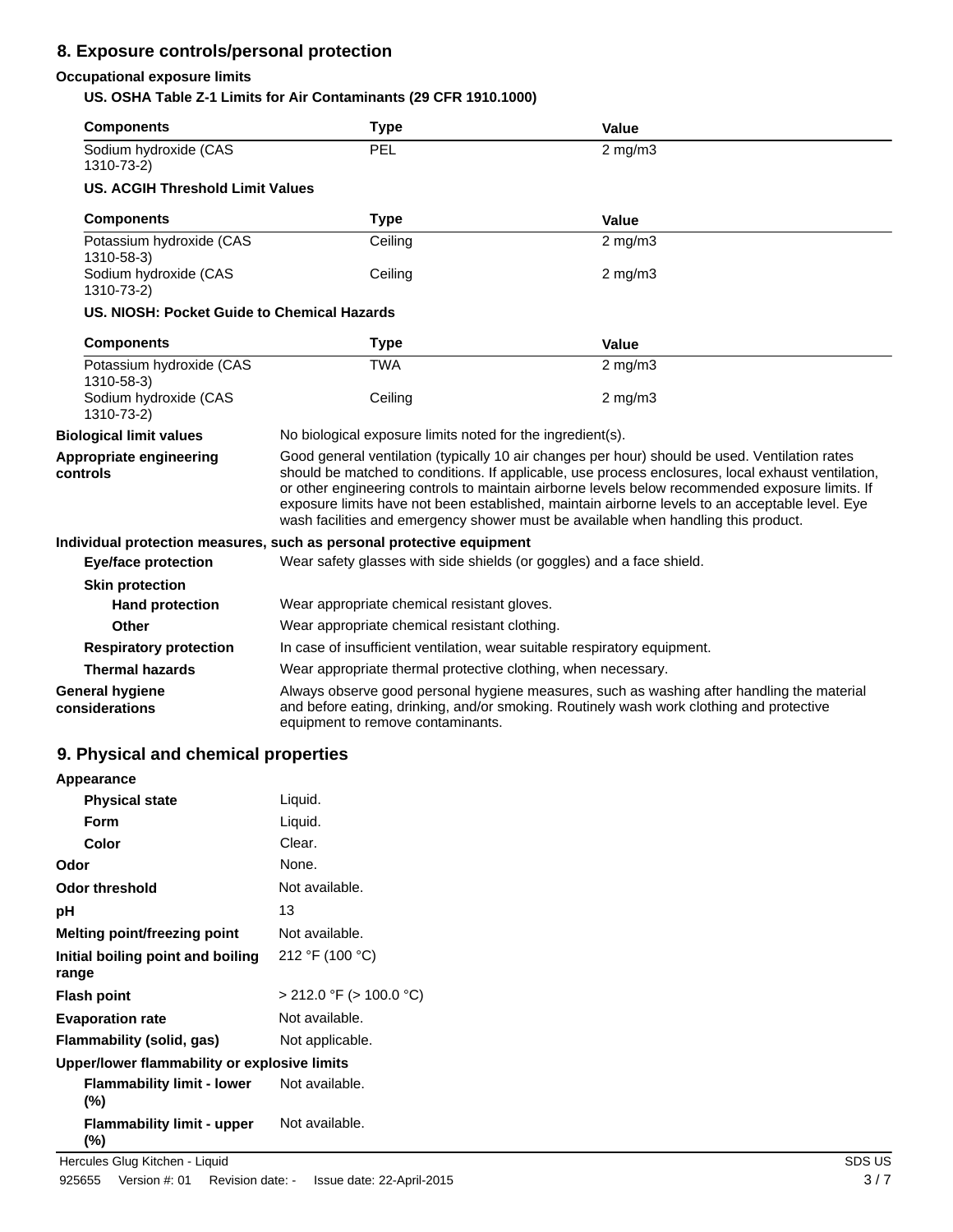## 8. Exposure controls/personal protection

### Occupational exposure limits

**US. OSHA Table Z-1 Limits for Air Contaminants (29 CFR 1910.1000)**

| Components | Type | Value |
|---|---|---|
| Sodium hydroxide (CAS 1310-73-2) | PEL | 2 mg/m3 |

**US. ACGIH Threshold Limit Values**

| Components | Type | Value |
|---|---|---|
| Potassium hydroxide (CAS 1310-58-3) | Ceiling | 2 mg/m3 |
| Sodium hydroxide (CAS 1310-73-2) | Ceiling | 2 mg/m3 |

**US. NIOSH: Pocket Guide to Chemical Hazards**

| Components | Type | Value |
|---|---|---|
| Potassium hydroxide (CAS 1310-58-3) | TWA | 2 mg/m3 |
| Sodium hydroxide (CAS 1310-73-2) | Ceiling | 2 mg/m3 |

**Biological limit values** No biological exposure limits noted for the ingredient(s).

**Appropriate engineering controls** Good general ventilation (typically 10 air changes per hour) should be used. Ventilation rates should be matched to conditions. If applicable, use process enclosures, local exhaust ventilation, or other engineering controls to maintain airborne levels below recommended exposure limits. If exposure limits have not been established, maintain airborne levels to an acceptable level. Eye wash facilities and emergency shower must be available when handling this product.

**Individual protection measures, such as personal protective equipment**

**Eye/face protection** Wear safety glasses with side shields (or goggles) and a face shield.

**Skin protection**

**Hand protection** Wear appropriate chemical resistant gloves.

**Other** Wear appropriate chemical resistant clothing.

**Respiratory protection** In case of insufficient ventilation, wear suitable respiratory equipment.

**Thermal hazards** Wear appropriate thermal protective clothing, when necessary.

**General hygiene considerations** Always observe good personal hygiene measures, such as washing after handling the material and before eating, drinking, and/or smoking. Routinely wash work clothing and protective equipment to remove contaminants.

## 9. Physical and chemical properties

**Appearance**

| | |
|---|---|
| **Physical state** | Liquid. |
| **Form** | Liquid. |
| **Color** | Clear. |
| **Odor** | None. |
| **Odor threshold** | Not available. |
| **pH** | 13 |
| **Melting point/freezing point** | Not available. |
| **Initial boiling point and boiling range** | 212 °F (100 °C) |
| **Flash point** | > 212.0 °F (> 100.0 °C) |
| **Evaporation rate** | Not available. |
| **Flammability (solid, gas)** | Not applicable. |

**Upper/lower flammability or explosive limits**

| | |
|---|---|
| **Flammability limit - lower (%)** | Not available. |
| **Flammability limit - upper (%)** | Not available. |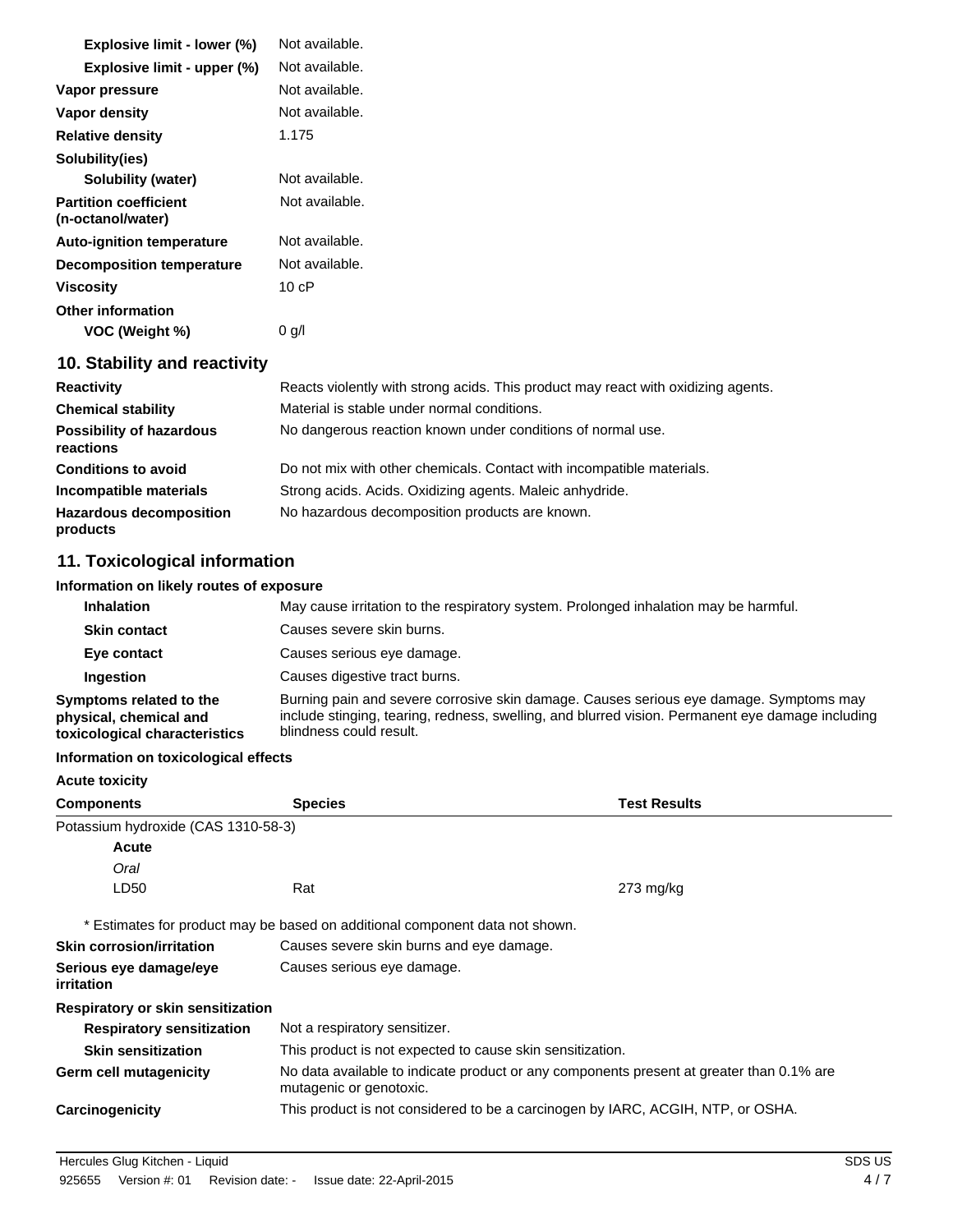| | |
|---|---|
| **Explosive limit - lower (%)** | Not available. |
| **Explosive limit - upper (%)** | Not available. |
| **Vapor pressure** | Not available. |
| **Vapor density** | Not available. |
| **Relative density** | 1.175 |
| **Solubility(ies)** | |
| **Solubility (water)** | Not available. |
| **Partition coefficient (n-octanol/water)** | Not available. |
| **Auto-ignition temperature** | Not available. |
| **Decomposition temperature** | Not available. |
| **Viscosity** | 10 cP |
| **Other information** | |
| **VOC (Weight %)** | 0 g/l |

## 10. Stability and reactivity

| | |
|---|---|
| **Reactivity** | Reacts violently with strong acids. This product may react with oxidizing agents. |
| **Chemical stability** | Material is stable under normal conditions. |
| **Possibility of hazardous reactions** | No dangerous reaction known under conditions of normal use. |
| **Conditions to avoid** | Do not mix with other chemicals. Contact with incompatible materials. |
| **Incompatible materials** | Strong acids. Acids. Oxidizing agents. Maleic anhydride. |
| **Hazardous decomposition products** | No hazardous decomposition products are known. |

## 11. Toxicological information

**Information on likely routes of exposure**

| | |
|---|---|
| **Inhalation** | May cause irritation to the respiratory system. Prolonged inhalation may be harmful. |
| **Skin contact** | Causes severe skin burns. |
| **Eye contact** | Causes serious eye damage. |
| **Ingestion** | Causes digestive tract burns. |
| **Symptoms related to the physical, chemical and toxicological characteristics** | Burning pain and severe corrosive skin damage. Causes serious eye damage. Symptoms may include stinging, tearing, redness, swelling, and blurred vision. Permanent eye damage including blindness could result. |

**Information on toxicological effects**

**Acute toxicity**

| Components | Species | Test Results |
|---|---|---|
| Potassium hydroxide (CAS 1310-58-3) | | |
| **Acute** | | |
| *Oral* | | |
| LD50 | Rat | 273 mg/kg |

\* Estimates for product may be based on additional component data not shown.

| | |
|---|---|
| **Skin corrosion/irritation** | Causes severe skin burns and eye damage. |
| **Serious eye damage/eye irritation** | Causes serious eye damage. |
| **Respiratory or skin sensitization** | |
| **Respiratory sensitization** | Not a respiratory sensitizer. |
| **Skin sensitization** | This product is not expected to cause skin sensitization. |
| **Germ cell mutagenicity** | No data available to indicate product or any components present at greater than 0.1% are mutagenic or genotoxic. |
| **Carcinogenicity** | This product is not considered to be a carcinogen by IARC, ACGIH, NTP, or OSHA. |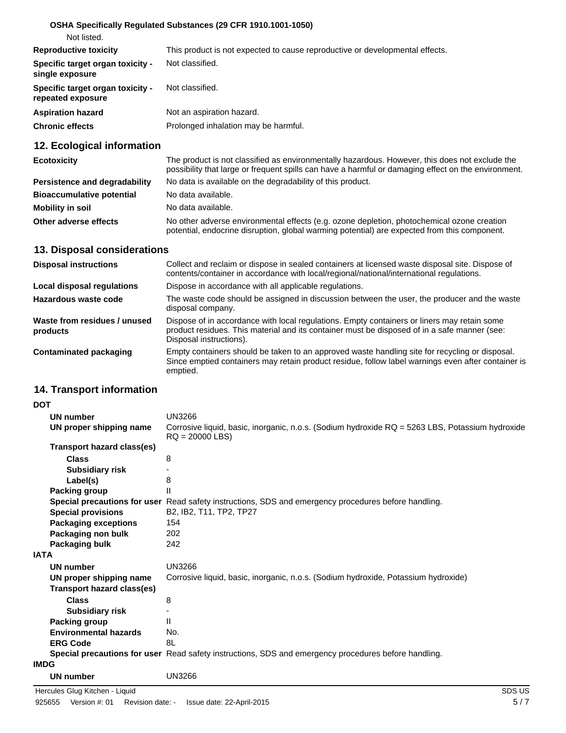**OSHA Specifically Regulated Substances (29 CFR 1910.1001-1050)**

Not listed.

| | |
|---|---|
| **Reproductive toxicity** | This product is not expected to cause reproductive or developmental effects. |
| **Specific target organ toxicity - single exposure** | Not classified. |
| **Specific target organ toxicity - repeated exposure** | Not classified. |
| **Aspiration hazard** | Not an aspiration hazard. |
| **Chronic effects** | Prolonged inhalation may be harmful. |

## 12. Ecological information

| | |
|---|---|
| **Ecotoxicity** | The product is not classified as environmentally hazardous. However, this does not exclude the possibility that large or frequent spills can have a harmful or damaging effect on the environment. |
| **Persistence and degradability** | No data is available on the degradability of this product. |
| **Bioaccumulative potential** | No data available. |
| **Mobility in soil** | No data available. |
| **Other adverse effects** | No other adverse environmental effects (e.g. ozone depletion, photochemical ozone creation potential, endocrine disruption, global warming potential) are expected from this component. |

## 13. Disposal considerations

| | |
|---|---|
| **Disposal instructions** | Collect and reclaim or dispose in sealed containers at licensed waste disposal site. Dispose of contents/container in accordance with local/regional/national/international regulations. |
| **Local disposal regulations** | Dispose in accordance with all applicable regulations. |
| **Hazardous waste code** | The waste code should be assigned in discussion between the user, the producer and the waste disposal company. |
| **Waste from residues / unused products** | Dispose of in accordance with local regulations. Empty containers or liners may retain some product residues. This material and its container must be disposed of in a safe manner (see: Disposal instructions). |
| **Contaminated packaging** | Empty containers should be taken to an approved waste handling site for recycling or disposal. Since emptied containers may retain product residue, follow label warnings even after container is emptied. |

## 14. Transport information

**DOT**

| | |
|---|---|
| **UN number** | UN3266 |
| **UN proper shipping name** | Corrosive liquid, basic, inorganic, n.o.s. (Sodium hydroxide RQ = 5263 LBS, Potassium hydroxide RQ = 20000 LBS) |
| **Transport hazard class(es)** | |
| **Class** | 8 |
| **Subsidiary risk** | - |
| **Label(s)** | 8 |
| **Packing group** | II |
| **Special precautions for user** | Read safety instructions, SDS and emergency procedures before handling. |
| **Special provisions** | B2, IB2, T11, TP2, TP27 |
| **Packaging exceptions** | 154 |
| **Packaging non bulk** | 202 |
| **Packaging bulk** | 242 |

**IATA**

| | |
|---|---|
| **UN number** | UN3266 |
| **UN proper shipping name** | Corrosive liquid, basic, inorganic, n.o.s. (Sodium hydroxide, Potassium hydroxide) |
| **Transport hazard class(es)** | |
| **Class** | 8 |
| **Subsidiary risk** | - |
| **Packing group** | II |
| **Environmental hazards** | No. |
| **ERG Code** | 8L |
| **Special precautions for user** | Read safety instructions, SDS and emergency procedures before handling. |

**IMDG**

| | |
|---|---|
| **UN number** | UN3266 |

Hercules Glug Kitchen - Liquid

925655 Version #: 01 Revision date: - Issue date: 22-April-2015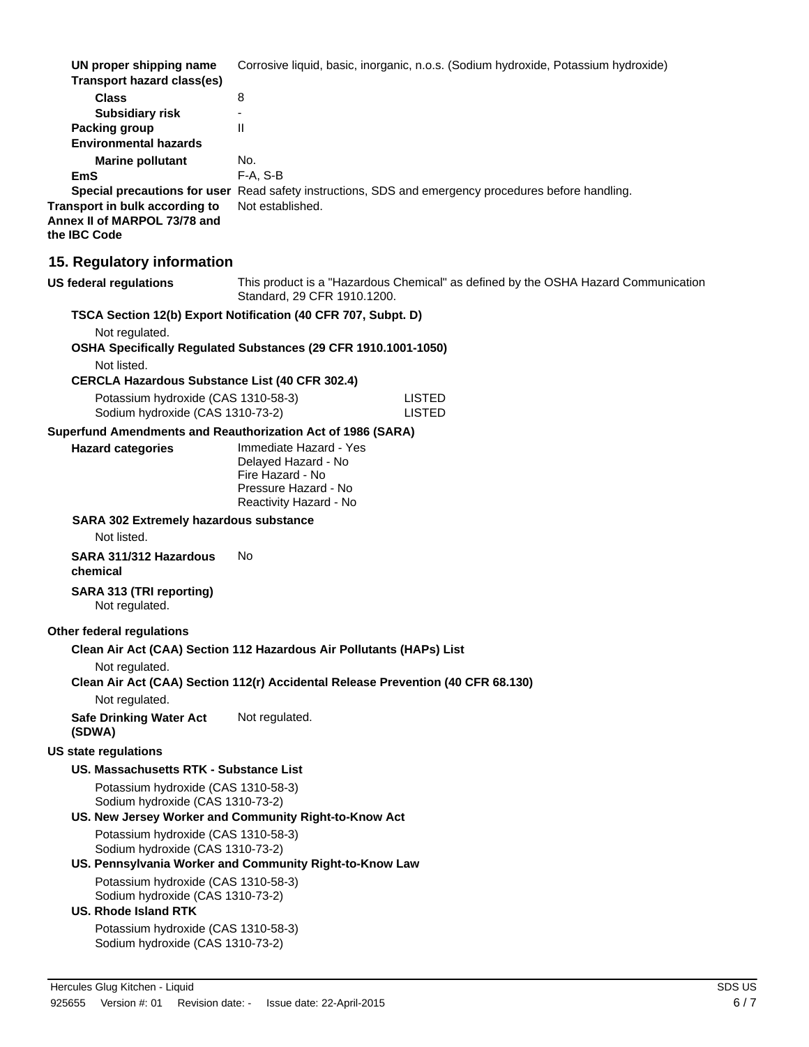| | |
|---|---|
| **UN proper shipping name** | Corrosive liquid, basic, inorganic, n.o.s. (Sodium hydroxide, Potassium hydroxide) |
| **Transport hazard class(es)** | |
| **Class** | 8 |
| **Subsidiary risk** | - |
| **Packing group** | II |
| **Environmental hazards** | |
| **Marine pollutant** | No. |
| **EmS** | F-A, S-B |
| **Special precautions for user** | Read safety instructions, SDS and emergency procedures before handling. |
| **Transport in bulk according to Annex II of MARPOL 73/78 and the IBC Code** | Not established. |

## 15. Regulatory information

**US federal regulations** This product is a "Hazardous Chemical" as defined by the OSHA Hazard Communication Standard, 29 CFR 1910.1200.

**TSCA Section 12(b) Export Notification (40 CFR 707, Subpt. D)**

Not regulated.

**OSHA Specifically Regulated Substances (29 CFR 1910.1001-1050)**

Not listed.

**CERCLA Hazardous Substance List (40 CFR 302.4)**

| | |
|---|---|
| Potassium hydroxide (CAS 1310-58-3) | LISTED |
| Sodium hydroxide (CAS 1310-73-2) | LISTED |

**Superfund Amendments and Reauthorization Act of 1986 (SARA)**

**Hazard categories**
Immediate Hazard - Yes
Delayed Hazard - No
Fire Hazard - No
Pressure Hazard - No
Reactivity Hazard - No

**SARA 302 Extremely hazardous substance**

Not listed.

**SARA 311/312 Hazardous chemical** No

**SARA 313 (TRI reporting)**
Not regulated.

**Other federal regulations**

**Clean Air Act (CAA) Section 112 Hazardous Air Pollutants (HAPs) List**

Not regulated.

**Clean Air Act (CAA) Section 112(r) Accidental Release Prevention (40 CFR 68.130)**

Not regulated.

**Safe Drinking Water Act (SDWA)** Not regulated.

**US state regulations**

**US. Massachusetts RTK - Substance List**

Potassium hydroxide (CAS 1310-58-3)
Sodium hydroxide (CAS 1310-73-2)

**US. New Jersey Worker and Community Right-to-Know Act**

Potassium hydroxide (CAS 1310-58-3)
Sodium hydroxide (CAS 1310-73-2)

**US. Pennsylvania Worker and Community Right-to-Know Law**

Potassium hydroxide (CAS 1310-58-3)
Sodium hydroxide (CAS 1310-73-2)

**US. Rhode Island RTK**

Potassium hydroxide (CAS 1310-58-3)
Sodium hydroxide (CAS 1310-73-2)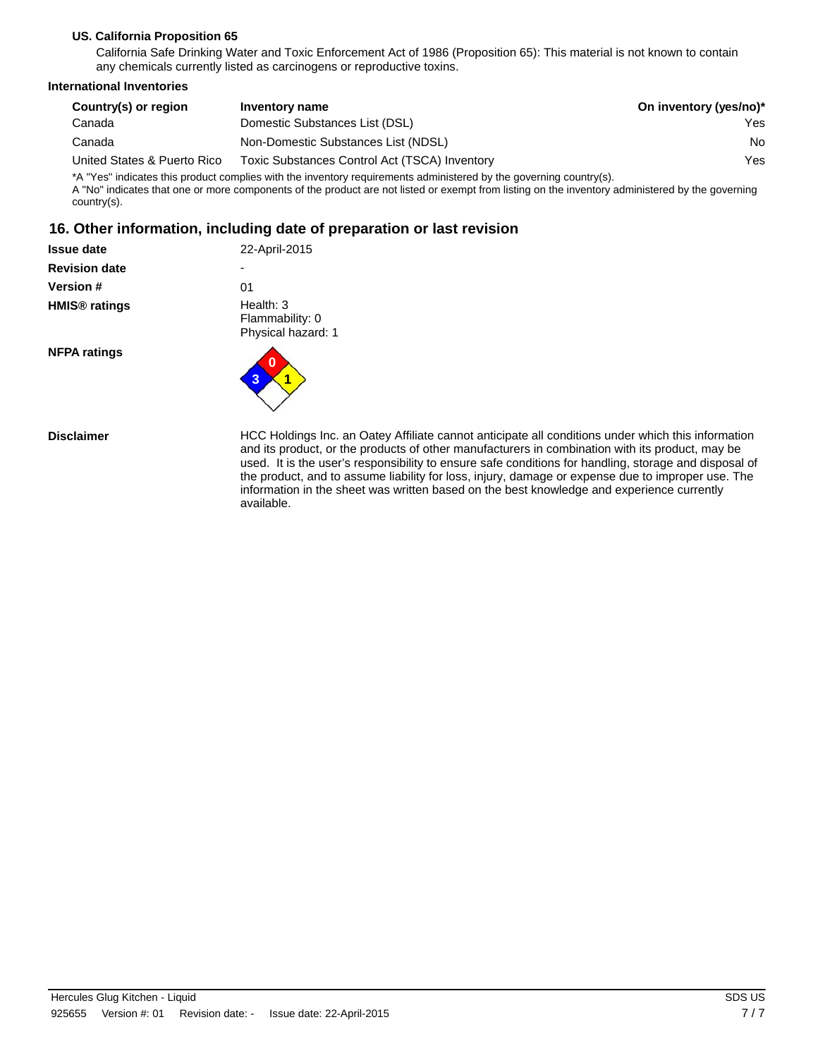**US. California Proposition 65**

California Safe Drinking Water and Toxic Enforcement Act of 1986 (Proposition 65): This material is not known to contain any chemicals currently listed as carcinogens or reproductive toxins.

**International Inventories**

| Country(s) or region | Inventory name | On inventory (yes/no)* |
|---|---|---|
| Canada | Domestic Substances List (DSL) | Yes |
| Canada | Non-Domestic Substances List (NDSL) | No |
| United States & Puerto Rico | Toxic Substances Control Act (TSCA) Inventory | Yes |

*A "Yes" indicates this product complies with the inventory requirements administered by the governing country(s).
A "No" indicates that one or more components of the product are not listed or exempt from listing on the inventory administered by the governing country(s).

## 16. Other information, including date of preparation or last revision

**Issue date** 22-April-2015

**Revision date** -

**Version #** 01

**HMIS® ratings** Health: 3
Flammability: 0
Physical hazard: 1

**NFPA ratings**

0
3 1

**Disclaimer** HCC Holdings Inc. an Oatey Affiliate cannot anticipate all conditions under which this information and its product, or the products of other manufacturers in combination with its product, may be used. It is the user's responsibility to ensure safe conditions for handling, storage and disposal of the product, and to assume liability for loss, injury, damage or expense due to improper use. The information in the sheet was written based on the best knowledge and experience currently available.